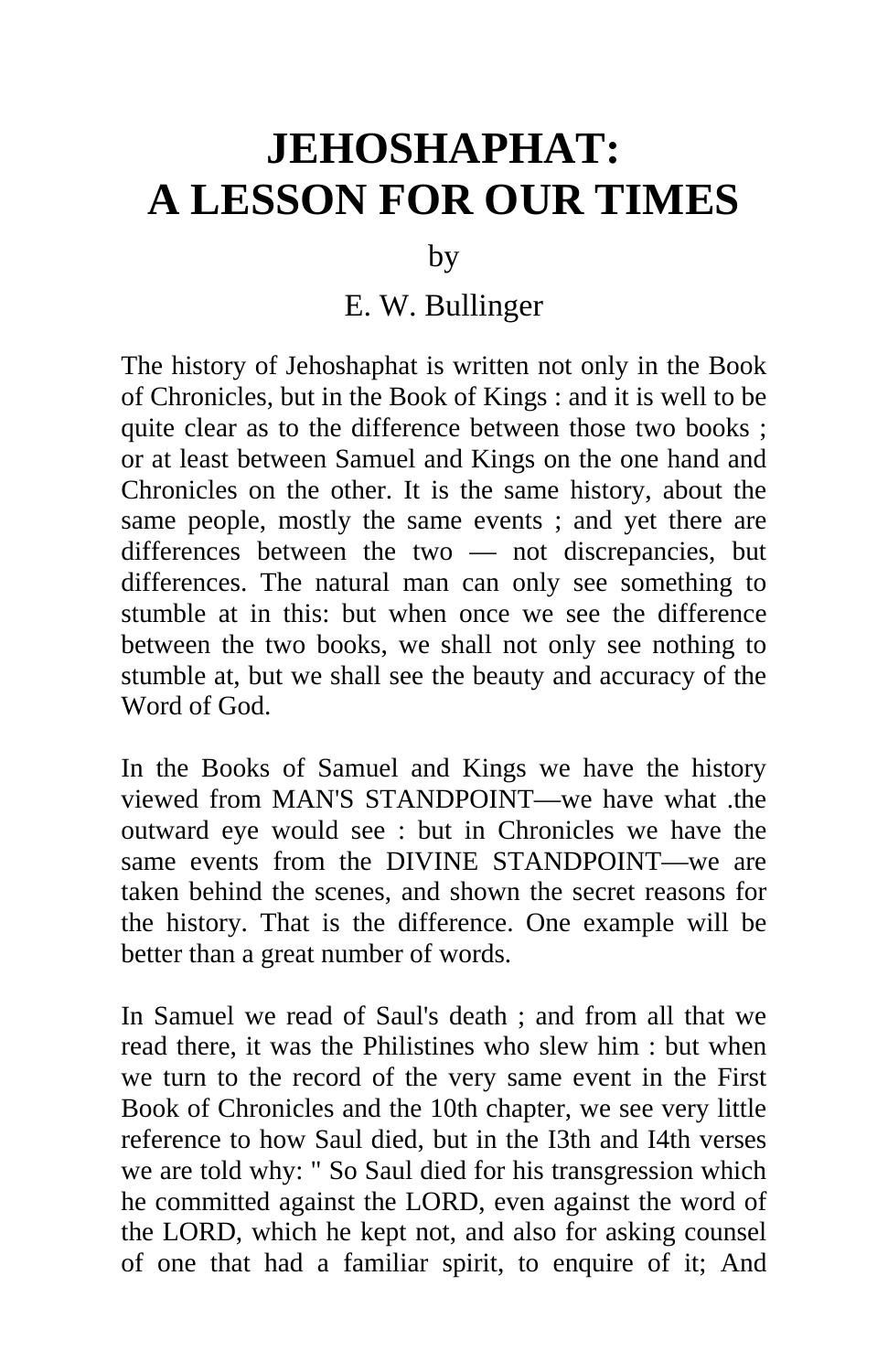# JEHOSHAPHAT:
# A LESSON FOR OUR TIMES

by

E. W. Bullinger

The history of Jehoshaphat is written not only in the Book of Chronicles, but in the Book of Kings : and it is well to be quite clear as to the difference between those two books ; or at least between Samuel and Kings on the one hand and Chronicles on the other. It is the same history, about the same people, mostly the same events ; and yet there are differences between the two — not discrepancies, but differences. The natural man can only see something to stumble at in this: but when once we see the difference between the two books, we shall not only see nothing to stumble at, but we shall see the beauty and accuracy of the Word of God.

In the Books of Samuel and Kings we have the history viewed from MAN'S STANDPOINT—we have what .the outward eye would see : but in Chronicles we have the same events from the DIVINE STANDPOINT—we are taken behind the scenes, and shown the secret reasons for the history. That is the difference. One example will be better than a great number of words.

In Samuel we read of Saul's death ; and from all that we read there, it was the Philistines who slew him : but when we turn to the record of the very same event in the First Book of Chronicles and the 10th chapter, we see very little reference to how Saul died, but in the I3th and I4th verses we are told why: " So Saul died for his transgression which he committed against the LORD, even against the word of the LORD, which he kept not, and also for asking counsel of one that had a familiar spirit, to enquire of it; And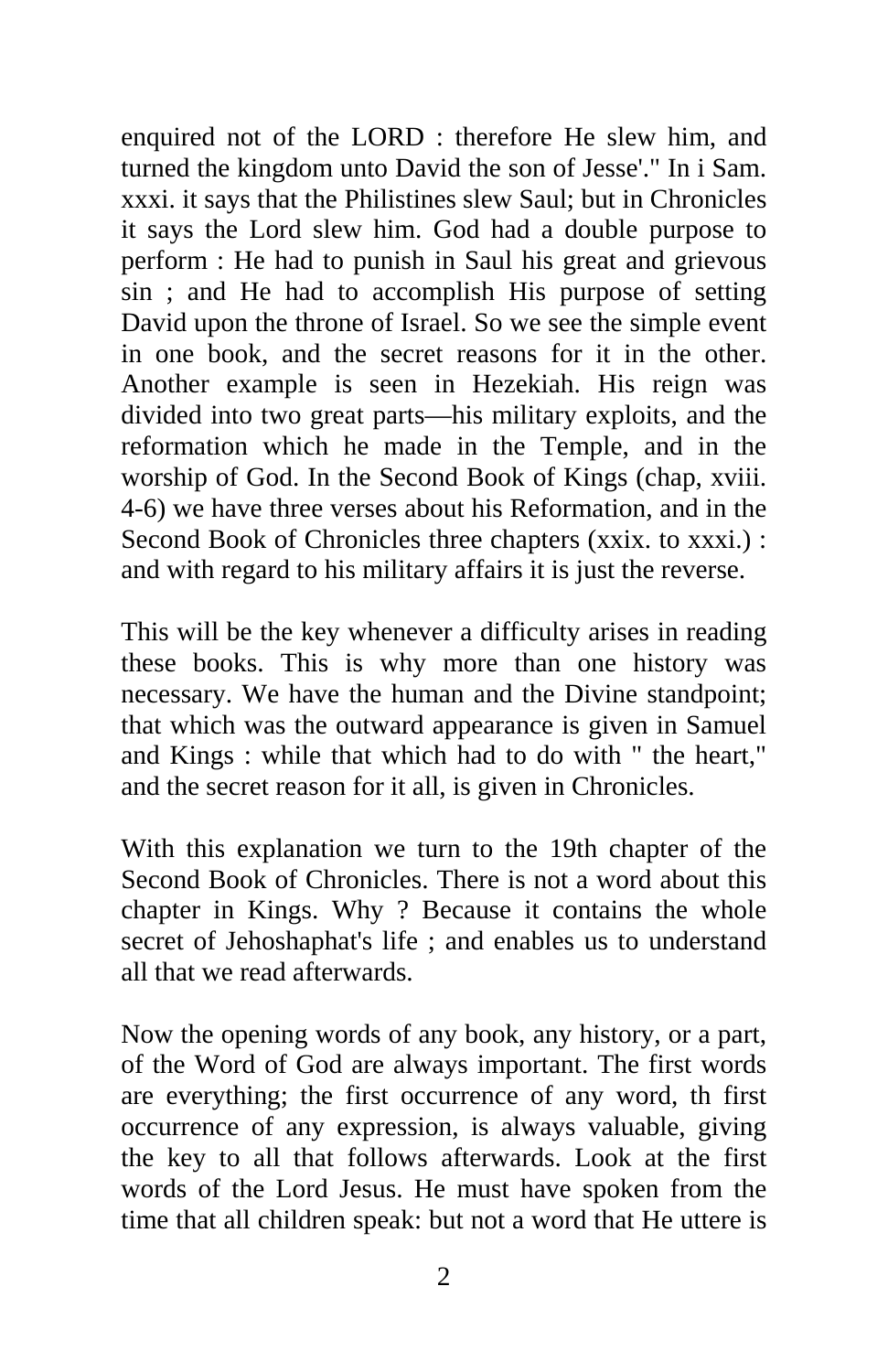enquired not of the LORD : therefore He slew him, and turned the kingdom unto David the son of Jesse'." In i Sam. xxxi. it says that the Philistines slew Saul; but in Chronicles it says the Lord slew him. God had a double purpose to perform : He had to punish in Saul his great and grievous sin ; and He had to accomplish His purpose of setting David upon the throne of Israel. So we see the simple event in one book, and the secret reasons for it in the other. Another example is seen in Hezekiah. His reign was divided into two great parts—his military exploits, and the reformation which he made in the Temple, and in the worship of God. In the Second Book of Kings (chap, xviii. 4-6) we have three verses about his Reformation, and in the Second Book of Chronicles three chapters (xxix. to xxxi.) : and with regard to his military affairs it is just the reverse.

This will be the key whenever a difficulty arises in reading these books. This is why more than one history was necessary. We have the human and the Divine standpoint; that which was the outward appearance is given in Samuel and Kings : while that which had to do with " the heart," and the secret reason for it all, is given in Chronicles.

With this explanation we turn to the 19th chapter of the Second Book of Chronicles. There is not a word about this chapter in Kings. Why ? Because it contains the whole secret of Jehoshaphat's life ; and enables us to understand all that we read afterwards.

Now the opening words of any book, any history, or a part, of the Word of God are always important. The first words are everything; the first occurrence of any word, th first occurrence of any expression, is always valuable, giving the key to all that follows afterwards. Look at the first words of the Lord Jesus. He must have spoken from the time that all children speak: but not a word that He uttere is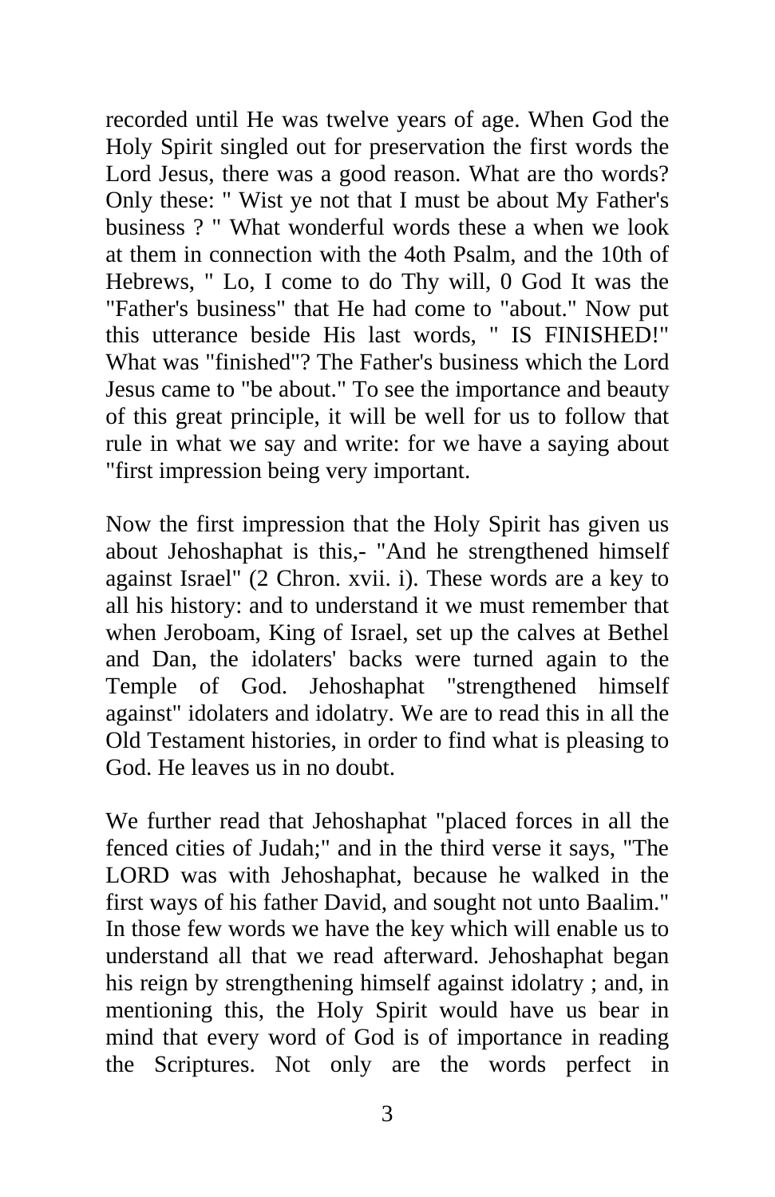recorded until He was twelve years of age. When God the Holy Spirit singled out for preservation the first words the Lord Jesus, there was a good reason. What are tho words? Only these: " Wist ye not that I must be about My Father's business ? " What wonderful words these a when we look at them in connection with the 4oth Psalm, and the 10th of Hebrews, " Lo, I come to do Thy will, 0 God It was the "Father's business" that He had come to "about." Now put this utterance beside His last words, " IS FINISHED!" What was "finished"? The Father's business which the Lord Jesus came to "be about." To see the importance and beauty of this great principle, it will be well for us to follow that rule in what we say and write: for we have a saying about "first impression being very important.

Now the first impression that the Holy Spirit has given us about Jehoshaphat is this,- "And he strengthened himself against Israel" (2 Chron. xvii. i). These words are a key to all his history: and to understand it we must remember that when Jeroboam, King of Israel, set up the calves at Bethel and Dan, the idolaters' backs were turned again to the Temple of God. Jehoshaphat "strengthened himself against" idolaters and idolatry. We are to read this in all the Old Testament histories, in order to find what is pleasing to God. He leaves us in no doubt.

We further read that Jehoshaphat "placed forces in all the fenced cities of Judah;" and in the third verse it says, "The LORD was with Jehoshaphat, because he walked in the first ways of his father David, and sought not unto Baalim." In those few words we have the key which will enable us to understand all that we read afterward. Jehoshaphat began his reign by strengthening himself against idolatry ; and, in mentioning this, the Holy Spirit would have us bear in mind that every word of God is of importance in reading the Scriptures. Not only are the words perfect in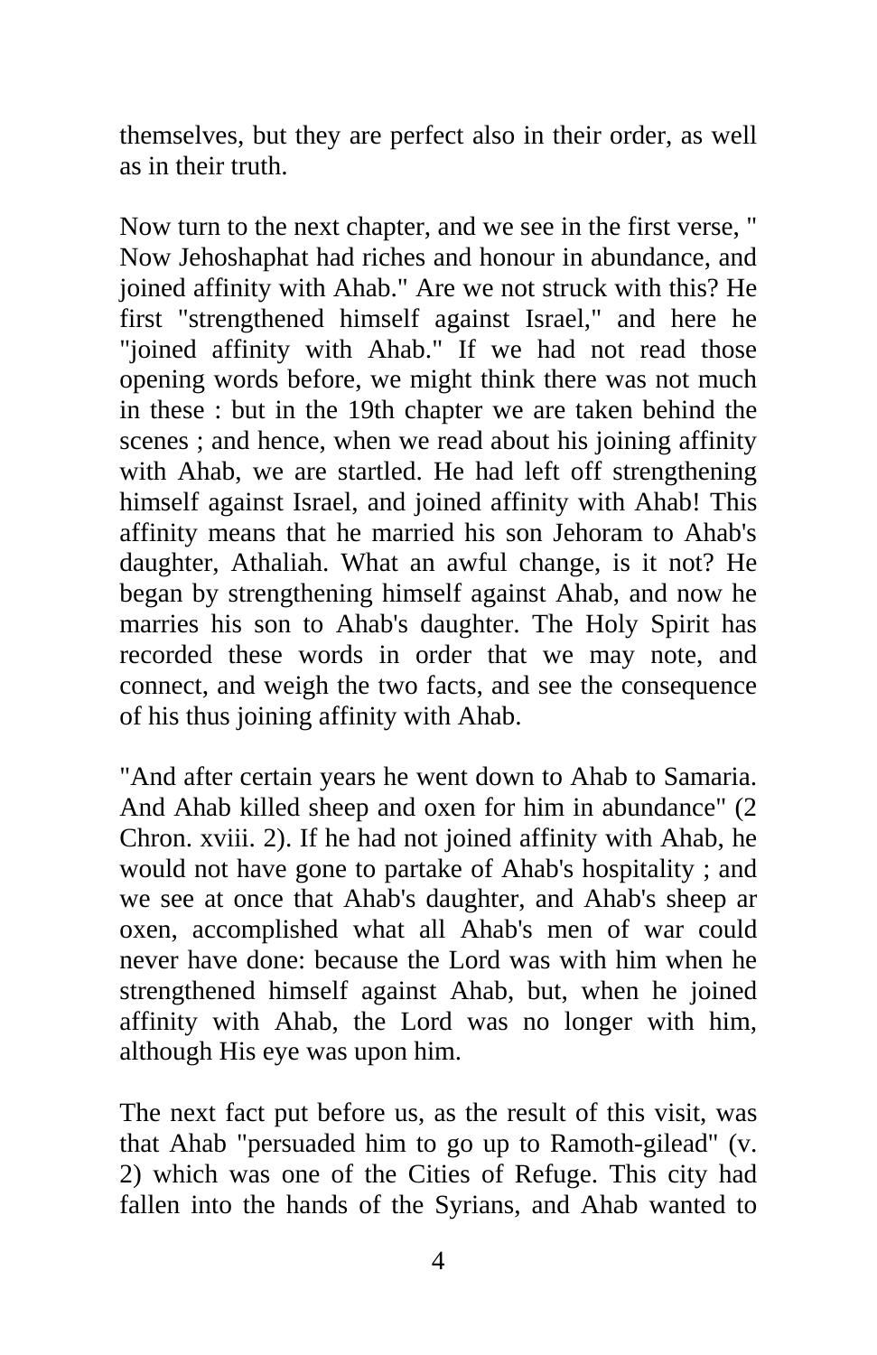themselves, but they are perfect also in their order, as well as in their truth.

Now turn to the next chapter, and we see in the first verse, " Now Jehoshaphat had riches and honour in abundance, and joined affinity with Ahab." Are we not struck with this? He first "strengthened himself against Israel," and here he "joined affinity with Ahab." If we had not read those opening words before, we might think there was not much in these : but in the 19th chapter we are taken behind the scenes ; and hence, when we read about his joining affinity with Ahab, we are startled. He had left off strengthening himself against Israel, and joined affinity with Ahab! This affinity means that he married his son Jehoram to Ahab's daughter, Athaliah. What an awful change, is it not? He began by strengthening himself against Ahab, and now he marries his son to Ahab's daughter. The Holy Spirit has recorded these words in order that we may note, and connect, and weigh the two facts, and see the consequence of his thus joining affinity with Ahab.

"And after certain years he went down to Ahab to Samaria. And Ahab killed sheep and oxen for him in abundance" (2 Chron. xviii. 2). If he had not joined affinity with Ahab, he would not have gone to partake of Ahab's hospitality ; and we see at once that Ahab's daughter, and Ahab's sheep ar oxen, accomplished what all Ahab's men of war could never have done: because the Lord was with him when he strengthened himself against Ahab, but, when he joined affinity with Ahab, the Lord was no longer with him, although His eye was upon him.

The next fact put before us, as the result of this visit, was that Ahab "persuaded him to go up to Ramoth-gilead" (v. 2) which was one of the Cities of Refuge. This city had fallen into the hands of the Syrians, and Ahab wanted to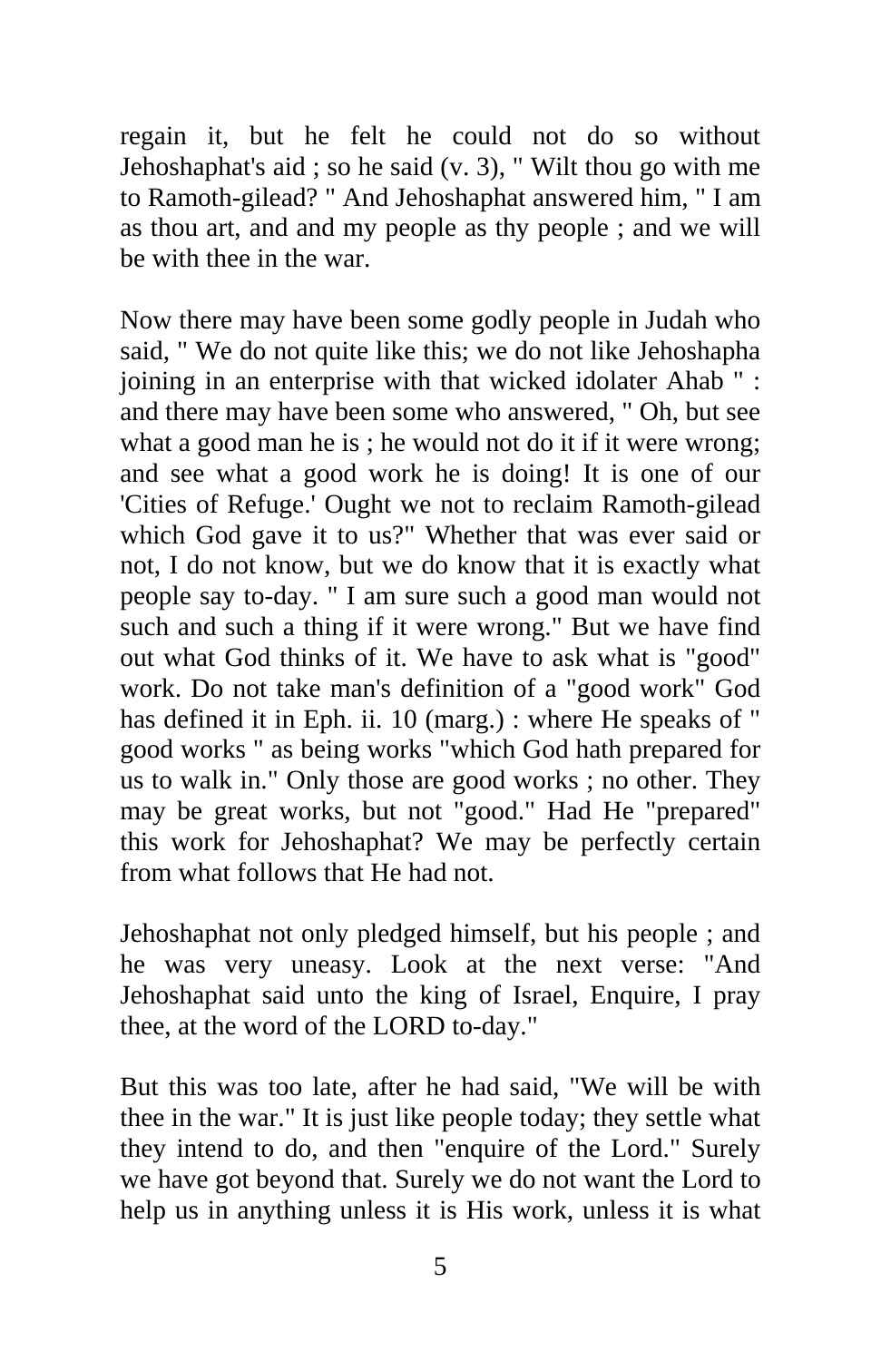regain it, but he felt he could not do so without Jehoshaphat's aid ; so he said (v. 3), " Wilt thou go with me to Ramoth-gilead? " And Jehoshaphat answered him, " I am as thou art, and and my people as thy people ; and we will be with thee in the war.

Now there may have been some godly people in Judah who said, " We do not quite like this; we do not like Jehoshapha joining in an enterprise with that wicked idolater Ahab " : and there may have been some who answered, " Oh, but see what a good man he is ; he would not do it if it were wrong; and see what a good work he is doing! It is one of our 'Cities of Refuge.' Ought we not to reclaim Ramoth-gilead which God gave it to us?" Whether that was ever said or not, I do not know, but we do know that it is exactly what people say to-day. " I am sure such a good man would not such and such a thing if it were wrong." But we have find out what God thinks of it. We have to ask what is "good" work. Do not take man's definition of a "good work" God has defined it in Eph. ii. 10 (marg.) : where He speaks of " good works " as being works "which God hath prepared for us to walk in." Only those are good works ; no other. They may be great works, but not "good." Had He "prepared" this work for Jehoshaphat? We may be perfectly certain from what follows that He had not.

Jehoshaphat not only pledged himself, but his people ; and he was very uneasy. Look at the next verse: "And Jehoshaphat said unto the king of Israel, Enquire, I pray thee, at the word of the LORD to-day."

But this was too late, after he had said, "We will be with thee in the war." It is just like people today; they settle what they intend to do, and then "enquire of the Lord." Surely we have got beyond that. Surely we do not want the Lord to help us in anything unless it is His work, unless it is what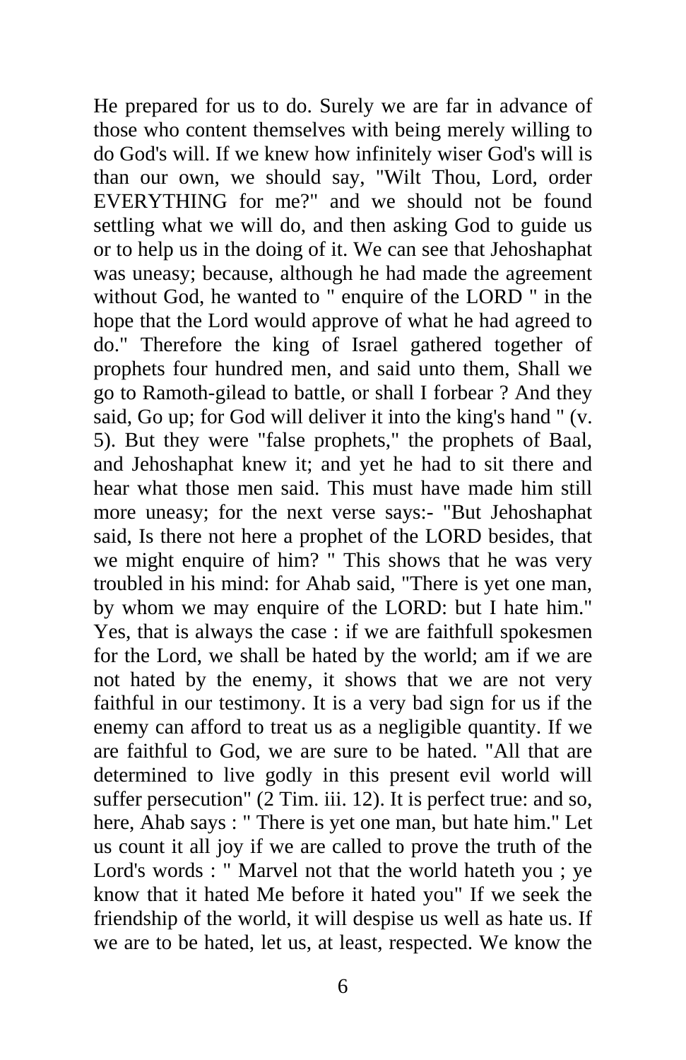He prepared for us to do. Surely we are far in advance of those who content themselves with being merely willing to do God's will. If we knew how infinitely wiser God's will is than our own, we should say, "Wilt Thou, Lord, order EVERYTHING for me?" and we should not be found settling what we will do, and then asking God to guide us or to help us in the doing of it. We can see that Jehoshaphat was uneasy; because, although he had made the agreement without God, he wanted to " enquire of the LORD " in the hope that the Lord would approve of what he had agreed to do." Therefore the king of Israel gathered together of prophets four hundred men, and said unto them, Shall we go to Ramoth-gilead to battle, or shall I forbear ? And they said, Go up; for God will deliver it into the king's hand " (v. 5). But they were "false prophets," the prophets of Baal, and Jehoshaphat knew it; and yet he had to sit there and hear what those men said. This must have made him still more uneasy; for the next verse says:- "But Jehoshaphat said, Is there not here a prophet of the LORD besides, that we might enquire of him? " This shows that he was very troubled in his mind: for Ahab said, "There is yet one man, by whom we may enquire of the LORD: but I hate him." Yes, that is always the case : if we are faithfull spokesmen for the Lord, we shall be hated by the world; am if we are not hated by the enemy, it shows that we are not very faithful in our testimony. It is a very bad sign for us if the enemy can afford to treat us as a negligible quantity. If we are faithful to God, we are sure to be hated. "All that are determined to live godly in this present evil world will suffer persecution" (2 Tim. iii. 12). It is perfect true: and so, here, Ahab says : " There is yet one man, but hate him." Let us count it all joy if we are called to prove the truth of the Lord's words : " Marvel not that the world hateth you ; ye know that it hated Me before it hated you" If we seek the friendship of the world, it will despise us well as hate us. If we are to be hated, let us, at least, respected. We know the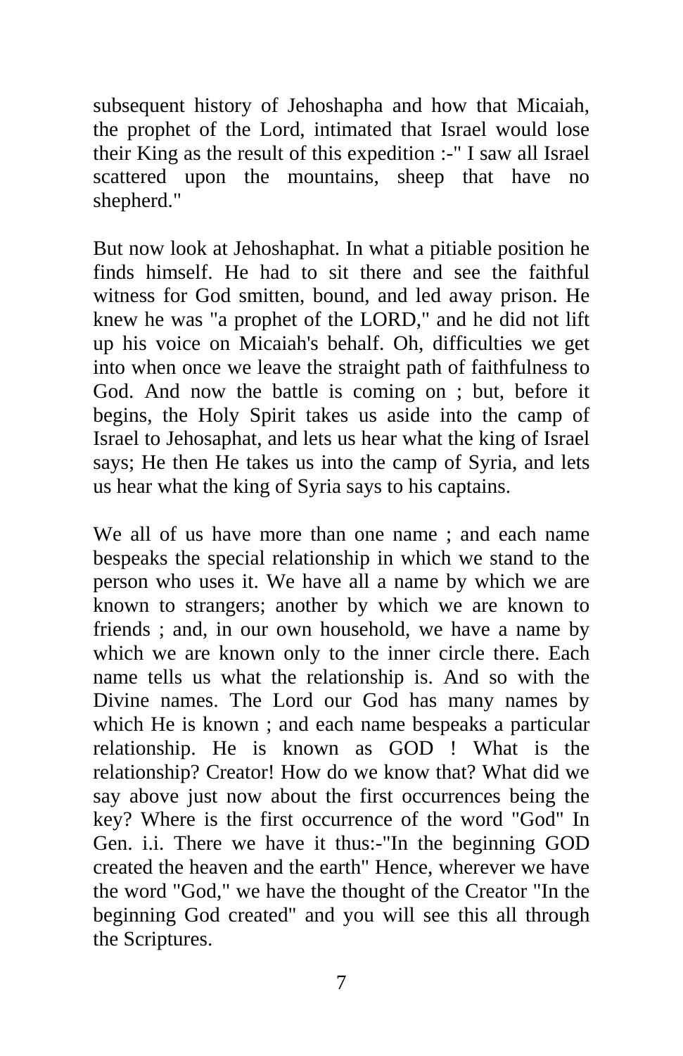subsequent history of Jehoshapha and how that Micaiah, the prophet of the Lord, intimated that Israel would lose their King as the result of this expedition :-" I saw all Israel scattered upon the mountains, sheep that have no shepherd."

But now look at Jehoshaphat. In what a pitiable position he finds himself. He had to sit there and see the faithful witness for God smitten, bound, and led away prison. He knew he was "a prophet of the LORD," and he did not lift up his voice on Micaiah's behalf. Oh, difficulties we get into when once we leave the straight path of faithfulness to God. And now the battle is coming on ; but, before it begins, the Holy Spirit takes us aside into the camp of Israel to Jehosaphat, and lets us hear what the king of Israel says; He then He takes us into the camp of Syria, and lets us hear what the king of Syria says to his captains.

We all of us have more than one name ; and each name bespeaks the special relationship in which we stand to the person who uses it. We have all a name by which we are known to strangers; another by which we are known to friends ; and, in our own household, we have a name by which we are known only to the inner circle there. Each name tells us what the relationship is. And so with the Divine names. The Lord our God has many names by which He is known ; and each name bespeaks a particular relationship. He is known as GOD ! What is the relationship? Creator! How do we know that? What did we say above just now about the first occurrences being the key? Where is the first occurrence of the word "God" In Gen. i.i. There we have it thus:-"In the beginning GOD created the heaven and the earth" Hence, wherever we have the word "God," we have the thought of the Creator "In the beginning God created" and you will see this all through the Scriptures.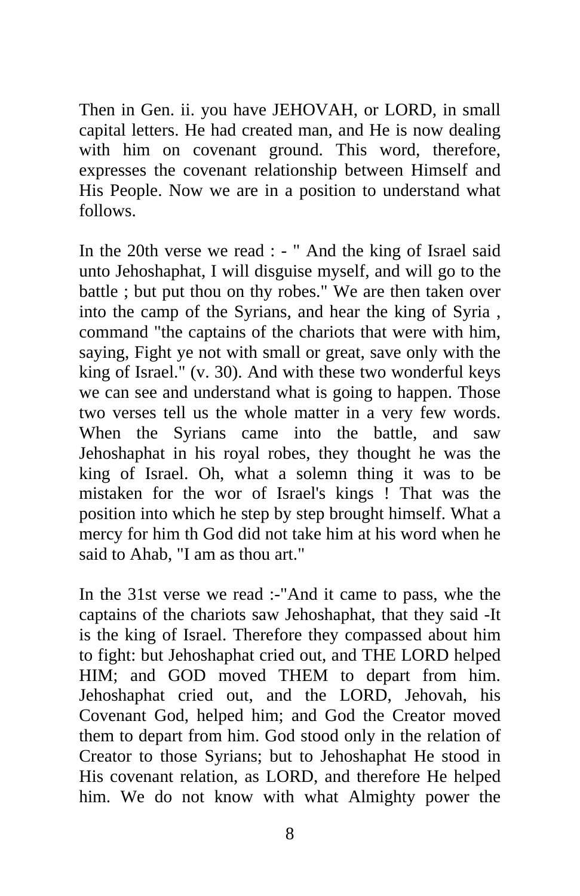Then in Gen. ii. you have JEHOVAH, or LORD, in small capital letters. He had created man, and He is now dealing with him on covenant ground. This word, therefore, expresses the covenant relationship between Himself and His People. Now we are in a position to understand what follows.

In the 20th verse we read : - " And the king of Israel said unto Jehoshaphat, I will disguise myself, and will go to the battle ; but put thou on thy robes." We are then taken over into the camp of the Syrians, and hear the king of Syria , command "the captains of the chariots that were with him, saying, Fight ye not with small or great, save only with the king of Israel." (v. 30). And with these two wonderful keys we can see and understand what is going to happen. Those two verses tell us the whole matter in a very few words. When the Syrians came into the battle, and saw Jehoshaphat in his royal robes, they thought he was the king of Israel. Oh, what a solemn thing it was to be mistaken for the wor of Israel's kings ! That was the position into which he step by step brought himself. What a mercy for him th God did not take him at his word when he said to Ahab, "I am as thou art."

In the 31st verse we read :-"And it came to pass, whe the captains of the chariots saw Jehoshaphat, that they said -It is the king of Israel. Therefore they compassed about him to fight: but Jehoshaphat cried out, and THE LORD helped HIM; and GOD moved THEM to depart from him. Jehoshaphat cried out, and the LORD, Jehovah, his Covenant God, helped him; and God the Creator moved them to depart from him. God stood only in the relation of Creator to those Syrians; but to Jehoshaphat He stood in His covenant relation, as LORD, and therefore He helped him. We do not know with what Almighty power the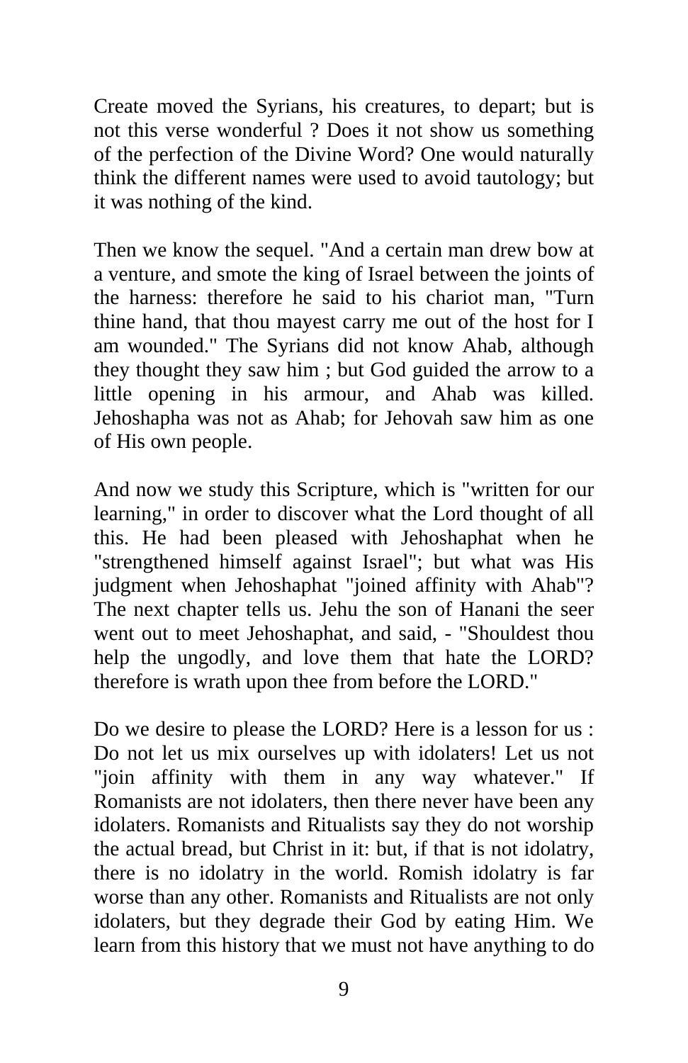Create moved the Syrians, his creatures, to depart; but is not this verse wonderful ? Does it not show us something of the perfection of the Divine Word? One would naturally think the different names were used to avoid tautology; but it was nothing of the kind.

Then we know the sequel. "And a certain man drew bow at a venture, and smote the king of Israel between the joints of the harness: therefore he said to his chariot man, "Turn thine hand, that thou mayest carry me out of the host for I am wounded." The Syrians did not know Ahab, although they thought they saw him ; but God guided the arrow to a little opening in his armour, and Ahab was killed. Jehoshapha was not as Ahab; for Jehovah saw him as one of His own people.

And now we study this Scripture, which is "written for our learning," in order to discover what the Lord thought of all this. He had been pleased with Jehoshaphat when he "strengthened himself against Israel"; but what was His judgment when Jehoshaphat "joined affinity with Ahab"? The next chapter tells us. Jehu the son of Hanani the seer went out to meet Jehoshaphat, and said, - "Shouldest thou help the ungodly, and love them that hate the LORD? therefore is wrath upon thee from before the LORD."

Do we desire to please the LORD? Here is a lesson for us : Do not let us mix ourselves up with idolaters! Let us not "join affinity with them in any way whatever." If Romanists are not idolaters, then there never have been any idolaters. Romanists and Ritualists say they do not worship the actual bread, but Christ in it: but, if that is not idolatry, there is no idolatry in the world. Romish idolatry is far worse than any other. Romanists and Ritualists are not only idolaters, but they degrade their God by eating Him. We learn from this history that we must not have anything to do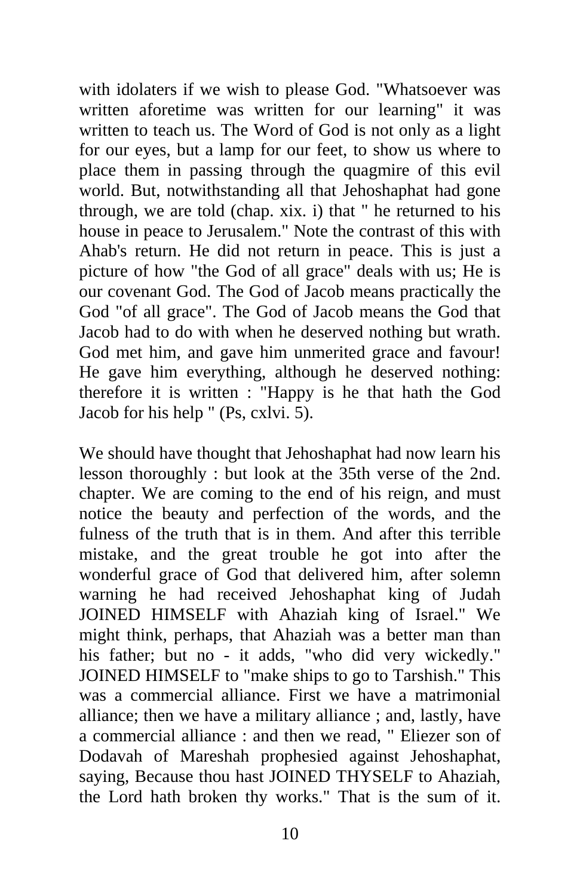with idolaters if we wish to please God. "Whatsoever was written aforetime was written for our learning" it was written to teach us. The Word of God is not only as a light for our eyes, but a lamp for our feet, to show us where to place them in passing through the quagmire of this evil world. But, notwithstanding all that Jehoshaphat had gone through, we are told (chap. xix. i) that " he returned to his house in peace to Jerusalem." Note the contrast of this with Ahab's return. He did not return in peace. This is just a picture of how "the God of all grace" deals with us; He is our covenant God. The God of Jacob means practically the God "of all grace". The God of Jacob means the God that Jacob had to do with when he deserved nothing but wrath. God met him, and gave him unmerited grace and favour! He gave him everything, although he deserved nothing: therefore it is written : "Happy is he that hath the God Jacob for his help " (Ps, cxlvi. 5).

We should have thought that Jehoshaphat had now learn his lesson thoroughly : but look at the 35th verse of the 2nd. chapter. We are coming to the end of his reign, and must notice the beauty and perfection of the words, and the fulness of the truth that is in them. And after this terrible mistake, and the great trouble he got into after the wonderful grace of God that delivered him, after solemn warning he had received Jehoshaphat king of Judah JOINED HIMSELF with Ahaziah king of Israel." We might think, perhaps, that Ahaziah was a better man than his father; but no - it adds, "who did very wickedly." JOINED HIMSELF to "make ships to go to Tarshish." This was a commercial alliance. First we have a matrimonial alliance; then we have a military alliance ; and, lastly, have a commercial alliance : and then we read, " Eliezer son of Dodavah of Mareshah prophesied against Jehoshaphat, saying, Because thou hast JOINED THYSELF to Ahaziah, the Lord hath broken thy works." That is the sum of it.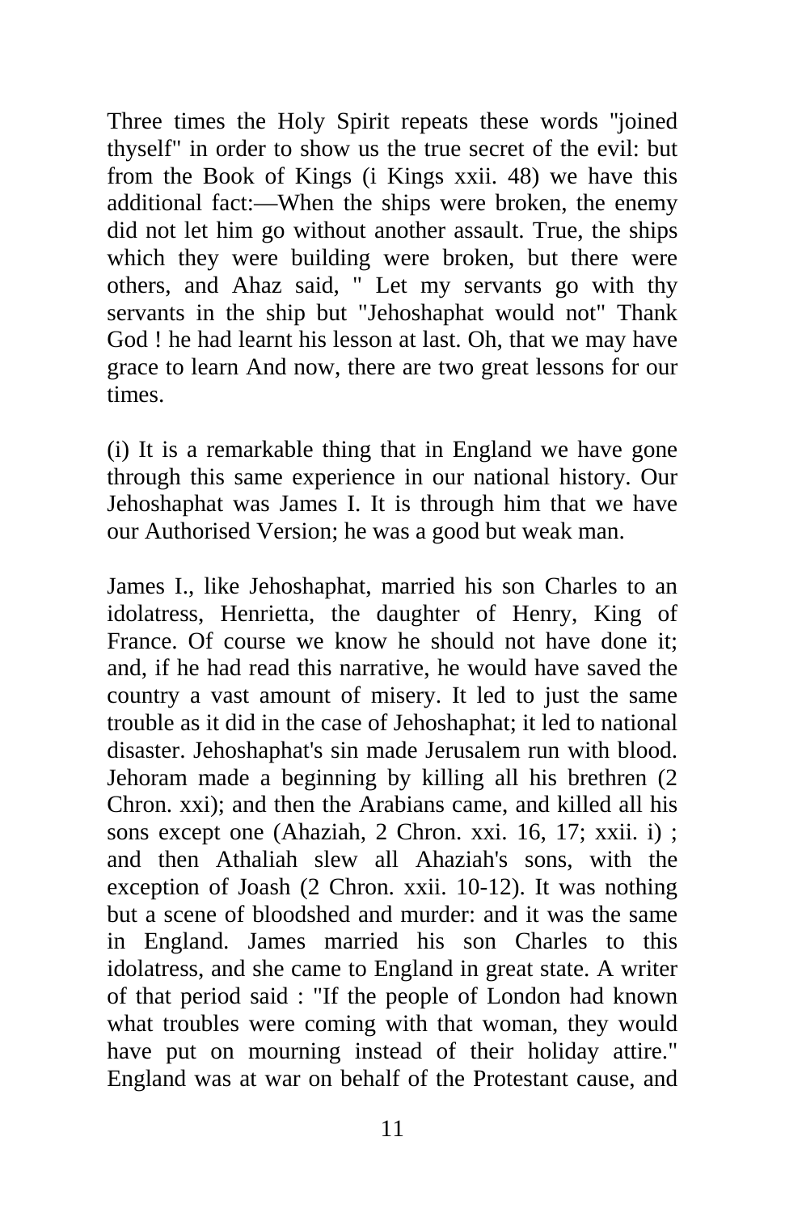Three times the Holy Spirit repeats these words "joined thyself" in order to show us the true secret of the evil: but from the Book of Kings (i Kings xxii. 48) we have this additional fact:—When the ships were broken, the enemy did not let him go without another assault. True, the ships which they were building were broken, but there were others, and Ahaz said, " Let my servants go with thy servants in the ship but "Jehoshaphat would not" Thank God ! he had learnt his lesson at last. Oh, that we may have grace to learn And now, there are two great lessons for our times.

(i) It is a remarkable thing that in England we have gone through this same experience in our national history. Our Jehoshaphat was James I. It is through him that we have our Authorised Version; he was a good but weak man.

James I., like Jehoshaphat, married his son Charles to an idolatress, Henrietta, the daughter of Henry, King of France. Of course we know he should not have done it; and, if he had read this narrative, he would have saved the country a vast amount of misery. It led to just the same trouble as it did in the case of Jehoshaphat; it led to national disaster. Jehoshaphat's sin made Jerusalem run with blood. Jehoram made a beginning by killing all his brethren (2 Chron. xxi); and then the Arabians came, and killed all his sons except one (Ahaziah, 2 Chron. xxi. 16, 17; xxii. i) ; and then Athaliah slew all Ahaziah's sons, with the exception of Joash (2 Chron. xxii. 10-12). It was nothing but a scene of bloodshed and murder: and it was the same in England. James married his son Charles to this idolatress, and she came to England in great state. A writer of that period said : "If the people of London had known what troubles were coming with that woman, they would have put on mourning instead of their holiday attire." England was at war on behalf of the Protestant cause, and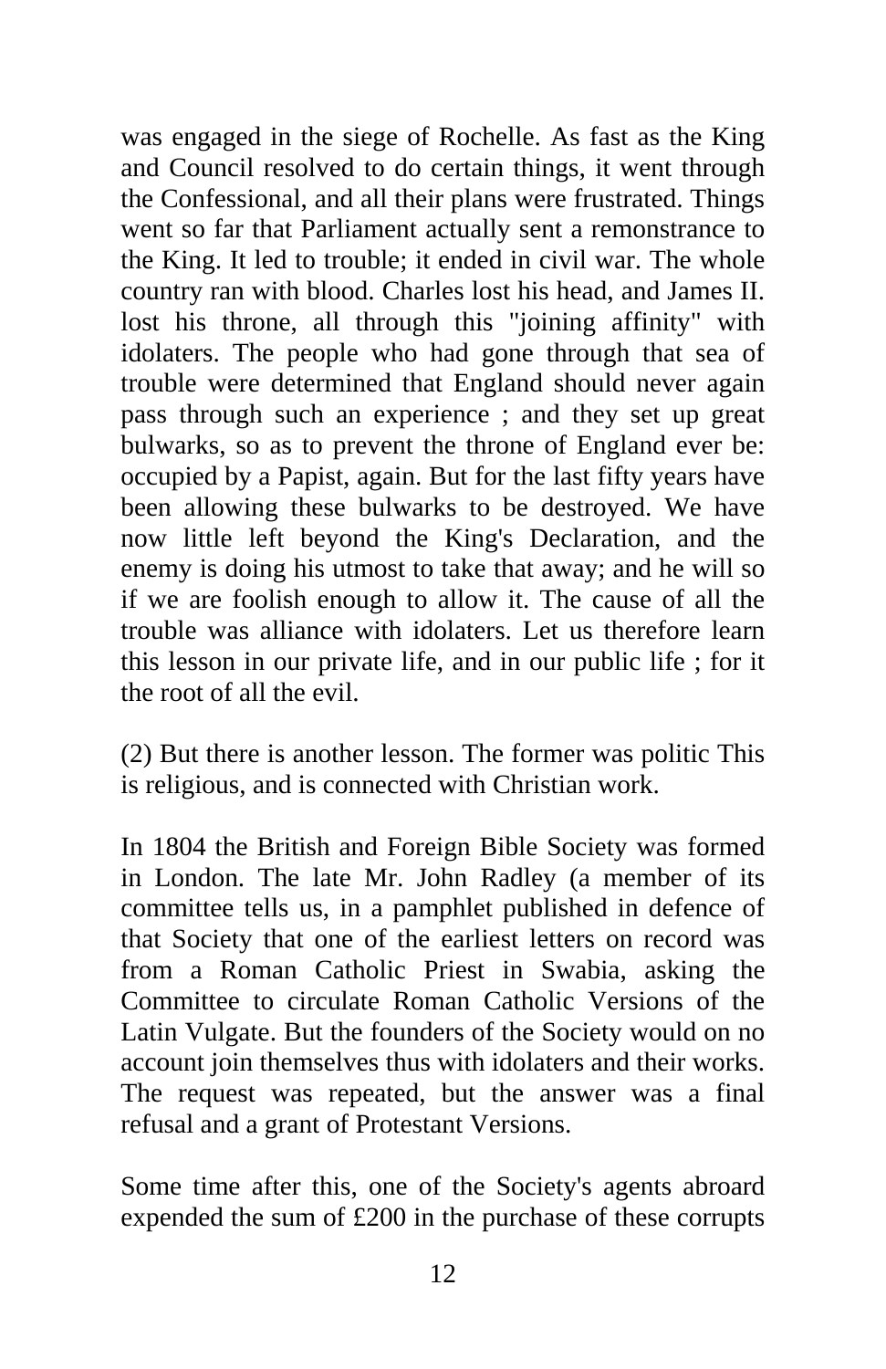was engaged in the siege of Rochelle. As fast as the King and Council resolved to do certain things, it went through the Confessional, and all their plans were frustrated. Things went so far that Parliament actually sent a remonstrance to the King. It led to trouble; it ended in civil war. The whole country ran with blood. Charles lost his head, and James II. lost his throne, all through this "joining affinity" with idolaters. The people who had gone through that sea of trouble were determined that England should never again pass through such an experience ; and they set up great bulwarks, so as to prevent the throne of England ever be: occupied by a Papist, again. But for the last fifty years have been allowing these bulwarks to be destroyed. We have now little left beyond the King's Declaration, and the enemy is doing his utmost to take that away; and he will so if we are foolish enough to allow it. The cause of all the trouble was alliance with idolaters. Let us therefore learn this lesson in our private life, and in our public life ; for it the root of all the evil.

(2) But there is another lesson. The former was politic This is religious, and is connected with Christian work.

In 1804 the British and Foreign Bible Society was formed in London. The late Mr. John Radley (a member of its committee tells us, in a pamphlet published in defence of that Society that one of the earliest letters on record was from a Roman Catholic Priest in Swabia, asking the Committee to circulate Roman Catholic Versions of the Latin Vulgate. But the founders of the Society would on no account join themselves thus with idolaters and their works. The request was repeated, but the answer was a final refusal and a grant of Protestant Versions.

Some time after this, one of the Society's agents abroard expended the sum of £200 in the purchase of these corrupts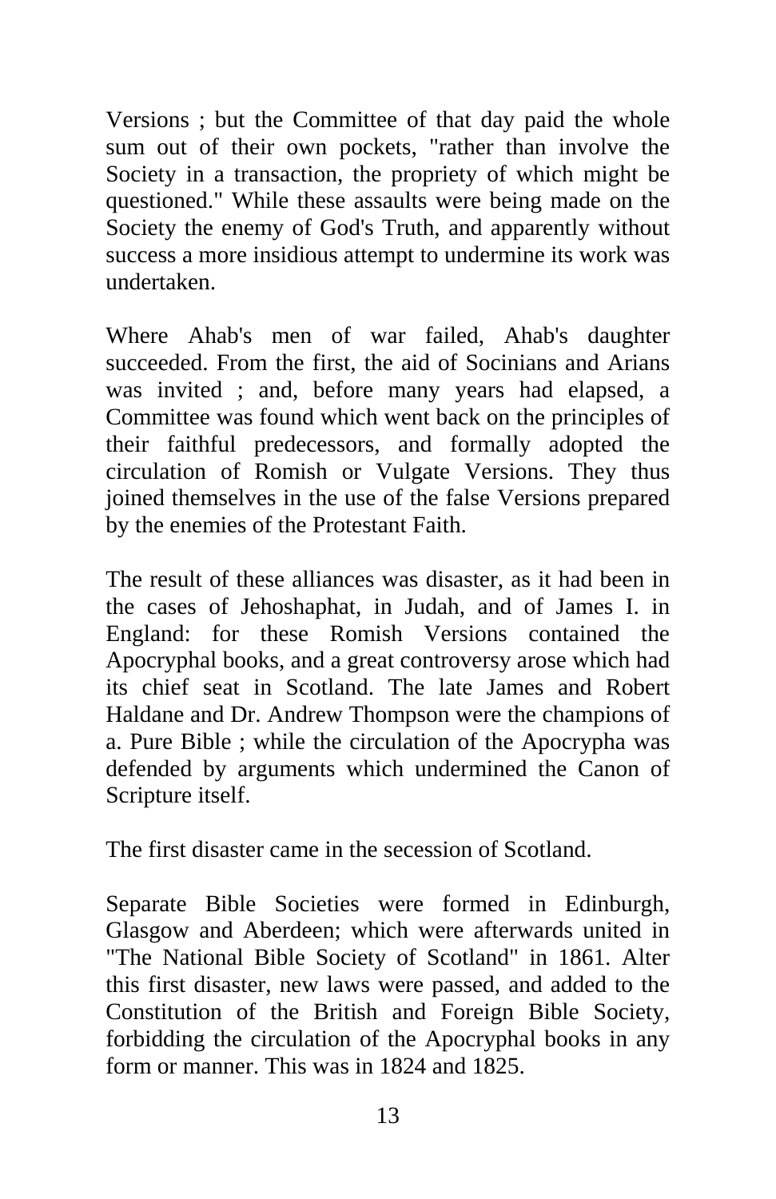Versions ; but the Committee of that day paid the whole sum out of their own pockets, "rather than involve the Society in a transaction, the propriety of which might be questioned." While these assaults were being made on the Society the enemy of God's Truth, and apparently without success a more insidious attempt to undermine its work was undertaken.

Where Ahab's men of war failed, Ahab's daughter succeeded. From the first, the aid of Socinians and Arians was invited ; and, before many years had elapsed, a Committee was found which went back on the principles of their faithful predecessors, and formally adopted the circulation of Romish or Vulgate Versions. They thus joined themselves in the use of the false Versions prepared by the enemies of the Protestant Faith.

The result of these alliances was disaster, as it had been in the cases of Jehoshaphat, in Judah, and of James I. in England: for these Romish Versions contained the Apocryphal books, and a great controversy arose which had its chief seat in Scotland. The late James and Robert Haldane and Dr. Andrew Thompson were the champions of a. Pure Bible ; while the circulation of the Apocrypha was defended by arguments which undermined the Canon of Scripture itself.

The first disaster came in the secession of Scotland.

Separate Bible Societies were formed in Edinburgh, Glasgow and Aberdeen; which were afterwards united in "The National Bible Society of Scotland" in 1861. Alter this first disaster, new laws were passed, and added to the Constitution of the British and Foreign Bible Society, forbidding the circulation of the Apocryphal books in any form or manner. This was in 1824 and 1825.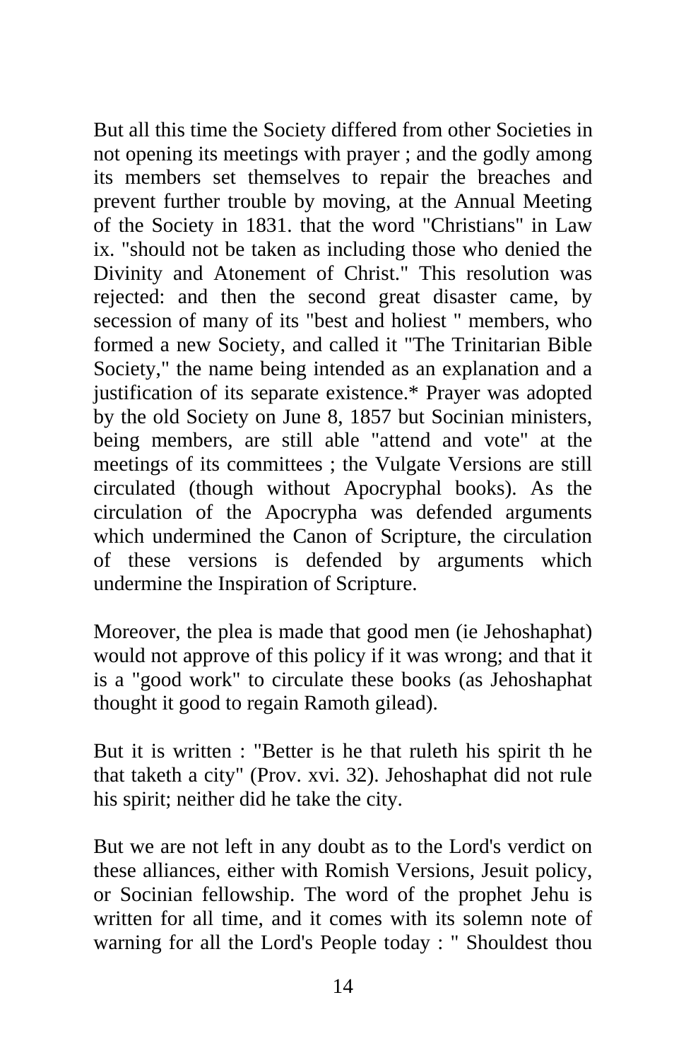But all this time the Society differed from other Societies in not opening its meetings with prayer ; and the godly among its members set themselves to repair the breaches and prevent further trouble by moving, at the Annual Meeting of the Society in 1831. that the word "Christians" in Law ix. "should not be taken as including those who denied the Divinity and Atonement of Christ." This resolution was rejected: and then the second great disaster came, by secession of many of its "best and holiest " members, who formed a new Society, and called it "The Trinitarian Bible Society," the name being intended as an explanation and a justification of its separate existence.* Prayer was adopted by the old Society on June 8, 1857 but Socinian ministers, being members, are still able "attend and vote" at the meetings of its committees ; the Vulgate Versions are still circulated (though without Apocryphal books). As the circulation of the Apocrypha was defended arguments which undermined the Canon of Scripture, the circulation of these versions is defended by arguments which undermine the Inspiration of Scripture.

Moreover, the plea is made that good men (ie Jehoshaphat) would not approve of this policy if it was wrong; and that it is a "good work" to circulate these books (as Jehoshaphat thought it good to regain Ramoth gilead).

But it is written : "Better is he that ruleth his spirit th he that taketh a city" (Prov. xvi. 32). Jehoshaphat did not rule his spirit; neither did he take the city.

But we are not left in any doubt as to the Lord's verdict on these alliances, either with Romish Versions, Jesuit policy, or Socinian fellowship. The word of the prophet Jehu is written for all time, and it comes with its solemn note of warning for all the Lord's People today : " Shouldest thou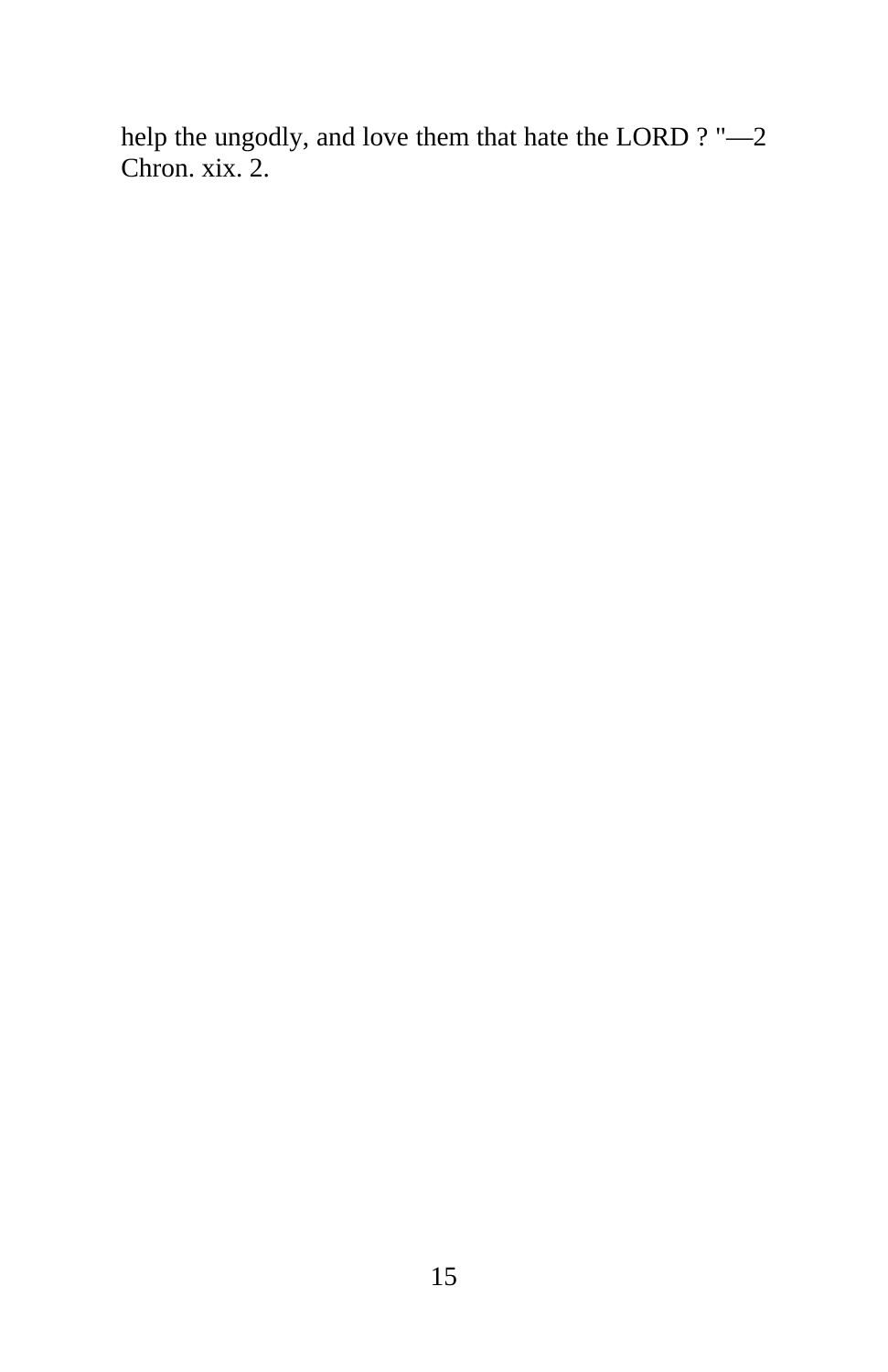help the ungodly, and love them that hate the LORD ? "—2 Chron. xix. 2.